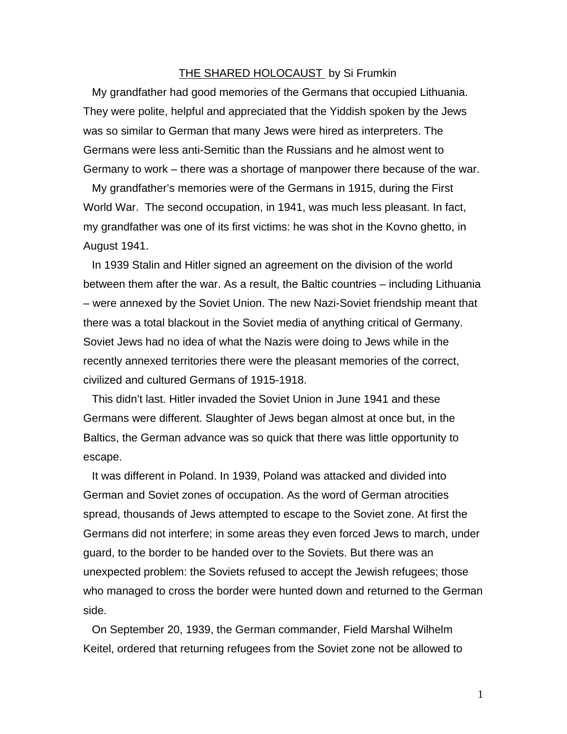# THE SHARED HOLOCAUST by Si Frumkin

My grandfather had good memories of the Germans that occupied Lithuania. They were polite, helpful and appreciated that the Yiddish spoken by the Jews was so similar to German that many Jews were hired as interpreters. The Germans were less anti-Semitic than the Russians and he almost went to Germany to work – there was a shortage of manpower there because of the war.

My grandfather's memories were of the Germans in 1915, during the First World War. The second occupation, in 1941, was much less pleasant. In fact, my grandfather was one of its first victims: he was shot in the Kovno ghetto, in August 1941.

In 1939 Stalin and Hitler signed an agreement on the division of the world between them after the war. As a result, the Baltic countries – including Lithuania – were annexed by the Soviet Union. The new Nazi-Soviet friendship meant that there was a total blackout in the Soviet media of anything critical of Germany. Soviet Jews had no idea of what the Nazis were doing to Jews while in the recently annexed territories there were the pleasant memories of the correct, civilized and cultured Germans of 1915-1918.

This didn't last. Hitler invaded the Soviet Union in June 1941 and these Germans were different. Slaughter of Jews began almost at once but, in the Baltics, the German advance was so quick that there was little opportunity to escape.

It was different in Poland. In 1939, Poland was attacked and divided into German and Soviet zones of occupation. As the word of German atrocities spread, thousands of Jews attempted to escape to the Soviet zone. At first the Germans did not interfere; in some areas they even forced Jews to march, under guard, to the border to be handed over to the Soviets. But there was an unexpected problem: the Soviets refused to accept the Jewish refugees; those who managed to cross the border were hunted down and returned to the German side.

On September 20, 1939, the German commander, Field Marshal Wilhelm Keitel, ordered that returning refugees from the Soviet zone not be allowed to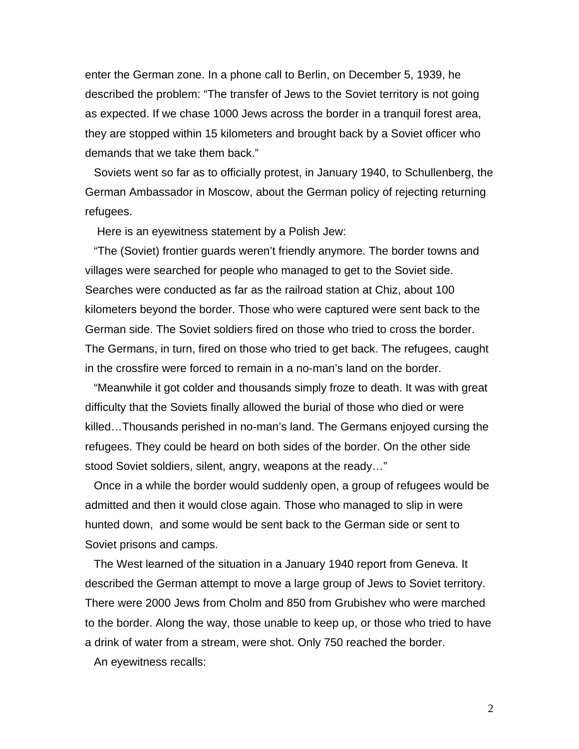enter the German zone. In a phone call to Berlin, on December 5, 1939, he described the problem: “The transfer of Jews to the Soviet territory is not going as expected. If we chase 1000 Jews across the border in a tranquil forest area, they are stopped within 15 kilometers and brought back by a Soviet officer who demands that we take them back.”

Soviets went so far as to officially protest, in January 1940, to Schullenberg, the German Ambassador in Moscow, about the German policy of rejecting returning refugees.

Here is an eyewitness statement by a Polish Jew:

“The (Soviet) frontier guards weren’t friendly anymore. The border towns and villages were searched for people who managed to get to the Soviet side. Searches were conducted as far as the railroad station at Chiz, about 100 kilometers beyond the border. Those who were captured were sent back to the German side. The Soviet soldiers fired on those who tried to cross the border. The Germans, in turn, fired on those who tried to get back. The refugees, caught in the crossfire were forced to remain in a no-man’s land on the border.

“Meanwhile it got colder and thousands simply froze to death. It was with great difficulty that the Soviets finally allowed the burial of those who died or were killed…Thousands perished in no-man’s land. The Germans enjoyed cursing the refugees. They could be heard on both sides of the border. On the other side stood Soviet soldiers, silent, angry, weapons at the ready…”

Once in a while the border would suddenly open, a group of refugees would be admitted and then it would close again. Those who managed to slip in were hunted down, and some would be sent back to the German side or sent to Soviet prisons and camps.

The West learned of the situation in a January 1940 report from Geneva. It described the German attempt to move a large group of Jews to Soviet territory. There were 2000 Jews from Cholm and 850 from Grubishev who were marched to the border. Along the way, those unable to keep up, or those who tried to have a drink of water from a stream, were shot. Only 750 reached the border.

An eyewitness recalls: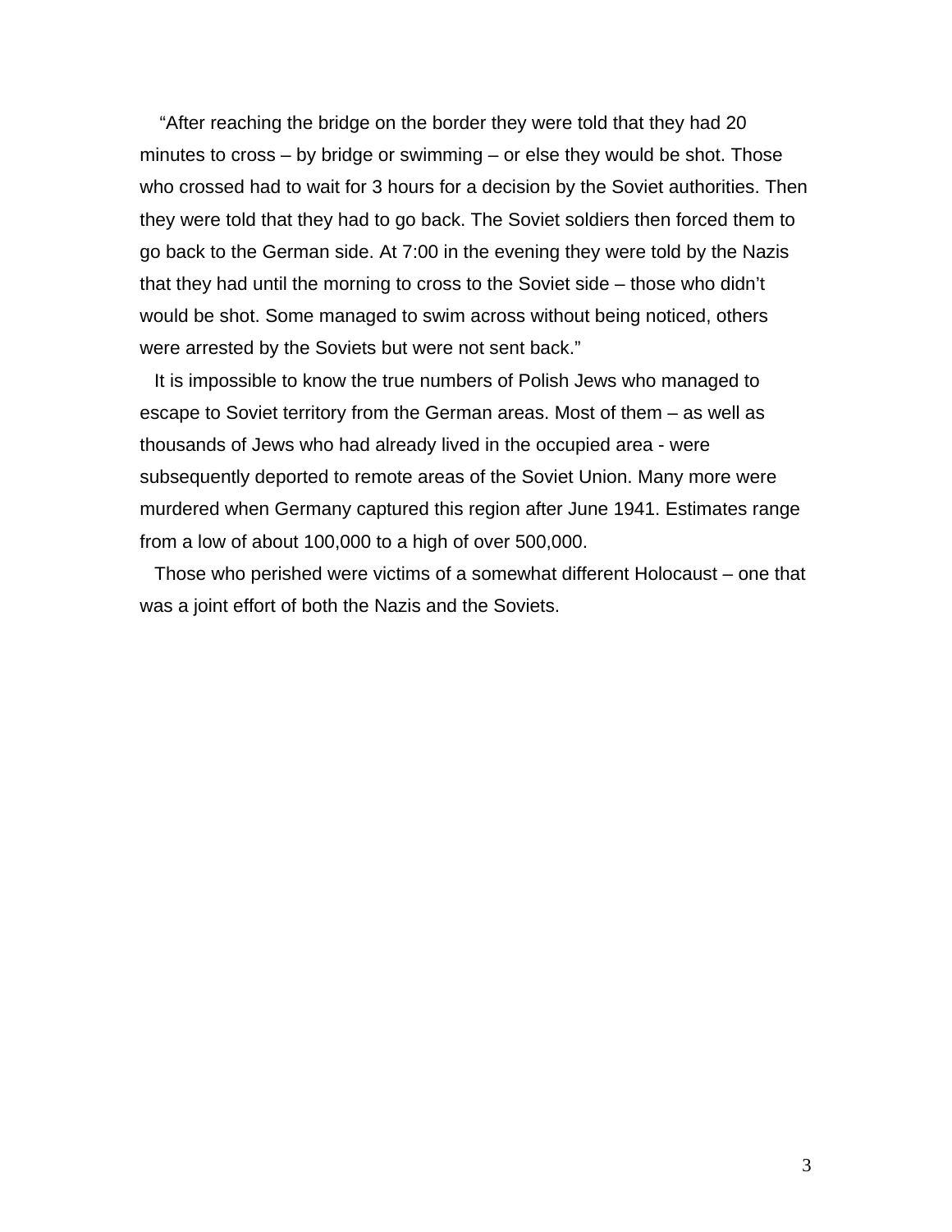"After reaching the bridge on the border they were told that they had 20 minutes to cross – by bridge or swimming – or else they would be shot. Those who crossed had to wait for 3 hours for a decision by the Soviet authorities. Then they were told that they had to go back. The Soviet soldiers then forced them to go back to the German side. At 7:00 in the evening they were told by the Nazis that they had until the morning to cross to the Soviet side – those who didn't would be shot. Some managed to swim across without being noticed, others were arrested by the Soviets but were not sent back."

It is impossible to know the true numbers of Polish Jews who managed to escape to Soviet territory from the German areas. Most of them – as well as thousands of Jews who had already lived in the occupied area - were subsequently deported to remote areas of the Soviet Union. Many more were murdered when Germany captured this region after June 1941. Estimates range from a low of about 100,000 to a high of over 500,000.

Those who perished were victims of a somewhat different Holocaust – one that was a joint effort of both the Nazis and the Soviets.